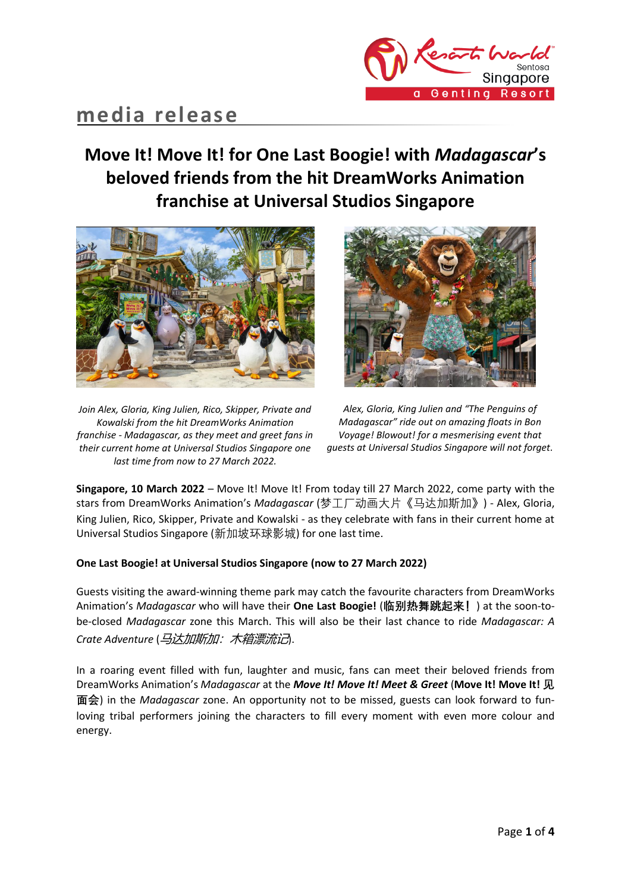media release

# Move It! Move It! for One Last Boogie! with *Madagascar*'s beloved friends from the hit DreamWorks Animation franchise at Universal Studios Singapore

*Join Alex, Gloria, King Julien, Rico, Skipper, Private and Kowalski from the hit DreamWorks Animation franchise - Madagascar, as they meet and greet fans in their current home at Universal Studios Singapore one last time from now to 27 March 2022.*

*Alex, Gloria, King Julien and "The Penguins of Madagascar" ride out on amazing floats in Bon Voyage! Blowout! for a mesmerising event that guests at Universal Studios Singapore will not forget.*

**Singapore, 10 March 2022** – Move It! Move It! From today till 27 March 2022, come party with the stars from DreamWorks Animation's *Madagascar* (梦工厂动画大片《马达加斯加》) - Alex, Gloria, King Julien, Rico, Skipper, Private and Kowalski - as they celebrate with fans in their current home at Universal Studios Singapore (新加坡环球影城) for one last time.

**One Last Boogie! at Universal Studios Singapore (now to 27 March 2022)**

Guests visiting the award-winning theme park may catch the favourite characters from DreamWorks Animation's *Madagascar* who will have their **One Last Boogie!** (**临别热舞跳起来！**) at the soon-to-be-closed *Madagascar* zone this March. This will also be their last chance to ride *Madagascar: A Crate Adventure* (*马达加斯加：木箱漂流记*).

In a roaring event filled with fun, laughter and music, fans can meet their beloved friends from DreamWorks Animation's *Madagascar* at the ***Move It! Move It! Meet & Greet*** (**Move It! Move It! 见面会**) in the *Madagascar* zone. An opportunity not to be missed, guests can look forward to fun-loving tribal performers joining the characters to fill every moment with even more colour and energy.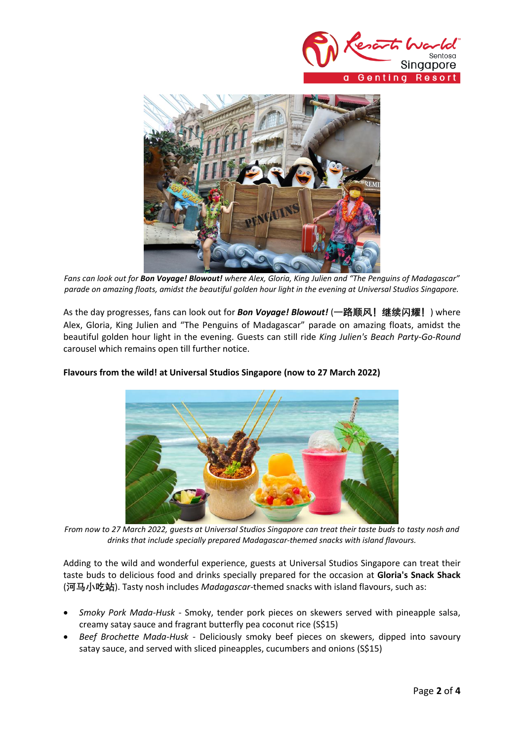*Fans can look out for* ***Bon Voyage! Blowout!*** *where Alex, Gloria, King Julien and "The Penguins of Madagascar" parade on amazing floats, amidst the beautiful golden hour light in the evening at Universal Studios Singapore.*

As the day progresses, fans can look out for ***Bon Voyage! Blowout!*** (**一路顺风！继续闪耀！**) where Alex, Gloria, King Julien and "The Penguins of Madagascar" parade on amazing floats, amidst the beautiful golden hour light in the evening. Guests can still ride *King Julien's Beach Party-Go-Round* carousel which remains open till further notice.

**Flavours from the wild! at Universal Studios Singapore (now to 27 March 2022)**

*From now to 27 March 2022, guests at Universal Studios Singapore can treat their taste buds to tasty nosh and drinks that include specially prepared Madagascar-themed snacks with island flavours.*

Adding to the wild and wonderful experience, guests at Universal Studios Singapore can treat their taste buds to delicious food and drinks specially prepared for the occasion at **Gloria's Snack Shack (河马小吃站)**. Tasty nosh includes *Madagascar*-themed snacks with island flavours, such as:

- *Smoky Pork Mada-Husk* - Smoky, tender pork pieces on skewers served with pineapple salsa, creamy satay sauce and fragrant butterfly pea coconut rice (S$15)
- *Beef Brochette Mada-Husk* - Deliciously smoky beef pieces on skewers, dipped into savoury satay sauce, and served with sliced pineapples, cucumbers and onions (S$15)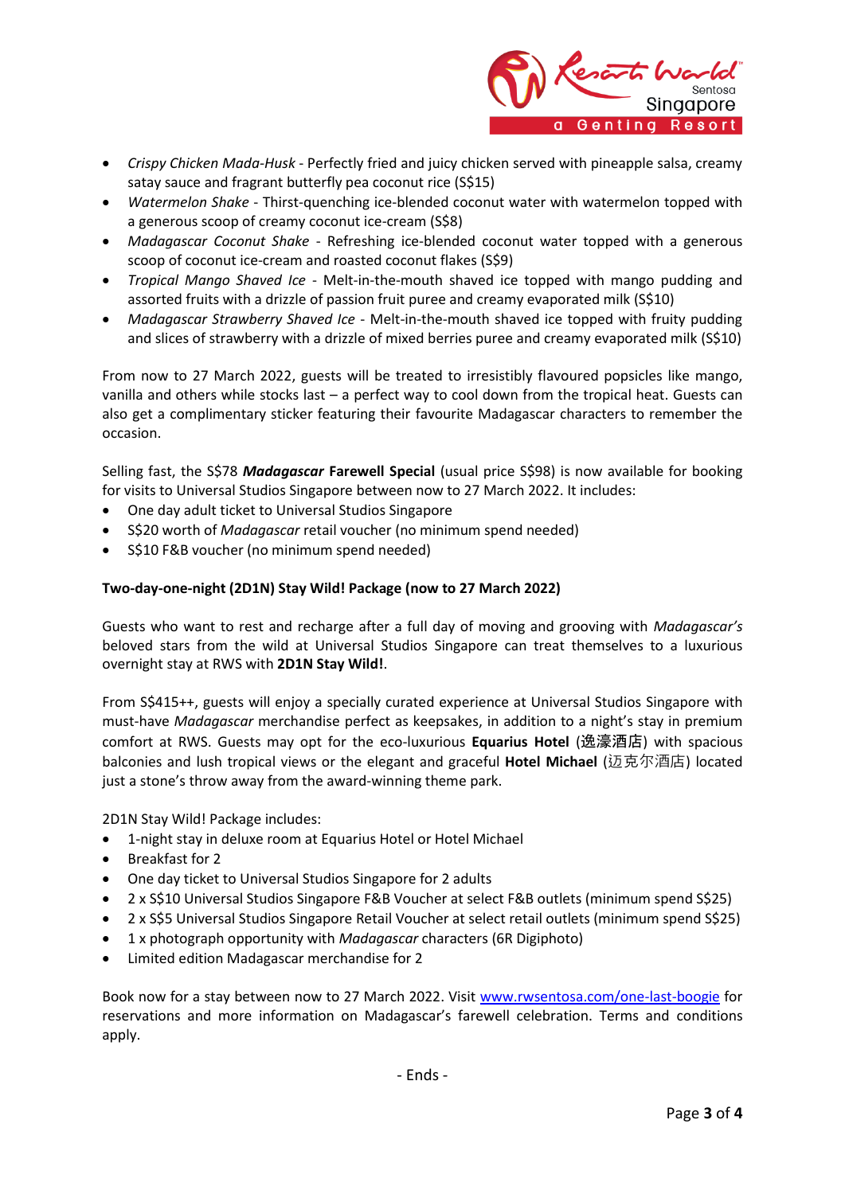- *Crispy Chicken Mada-Husk* - Perfectly fried and juicy chicken served with pineapple salsa, creamy satay sauce and fragrant butterfly pea coconut rice (S$15)
- *Watermelon Shake* - Thirst-quenching ice-blended coconut water with watermelon topped with a generous scoop of creamy coconut ice-cream (S$8)
- *Madagascar Coconut Shake* - Refreshing ice-blended coconut water topped with a generous scoop of coconut ice-cream and roasted coconut flakes (S$9)
- *Tropical Mango Shaved Ice* - Melt-in-the-mouth shaved ice topped with mango pudding and assorted fruits with a drizzle of passion fruit puree and creamy evaporated milk (S$10)
- *Madagascar Strawberry Shaved Ice* - Melt-in-the-mouth shaved ice topped with fruity pudding and slices of strawberry with a drizzle of mixed berries puree and creamy evaporated milk (S$10)

From now to 27 March 2022, guests will be treated to irresistibly flavoured popsicles like mango, vanilla and others while stocks last – a perfect way to cool down from the tropical heat. Guests can also get a complimentary sticker featuring their favourite Madagascar characters to remember the occasion.

Selling fast, the S$78 ***Madagascar* Farewell Special** (usual price S$98) is now available for booking for visits to Universal Studios Singapore between now to 27 March 2022. It includes:

- One day adult ticket to Universal Studios Singapore
- S$20 worth of *Madagascar* retail voucher (no minimum spend needed)
- S$10 F&B voucher (no minimum spend needed)

**Two-day-one-night (2D1N) Stay Wild! Package (now to 27 March 2022)**

Guests who want to rest and recharge after a full day of moving and grooving with *Madagascar's* beloved stars from the wild at Universal Studios Singapore can treat themselves to a luxurious overnight stay at RWS with **2D1N Stay Wild!**.

From S$415++, guests will enjoy a specially curated experience at Universal Studios Singapore with must-have *Madagascar* merchandise perfect as keepsakes, in addition to a night's stay in premium comfort at RWS. Guests may opt for the eco-luxurious **Equarius Hotel** (逸濠酒店) with spacious balconies and lush tropical views or the elegant and graceful **Hotel Michael** (迈克尔酒店) located just a stone's throw away from the award-winning theme park.

2D1N Stay Wild! Package includes:

- 1-night stay in deluxe room at Equarius Hotel or Hotel Michael
- Breakfast for 2
- One day ticket to Universal Studios Singapore for 2 adults
- 2 x S$10 Universal Studios Singapore F&B Voucher at select F&B outlets (minimum spend S$25)
- 2 x S$5 Universal Studios Singapore Retail Voucher at select retail outlets (minimum spend S$25)
- 1 x photograph opportunity with *Madagascar* characters (6R Digiphoto)
- Limited edition Madagascar merchandise for 2

Book now for a stay between now to 27 March 2022. Visit [www.rwsentosa.com/one-last-boogie](www.rwsentosa.com/one-last-boogie) for reservations and more information on Madagascar's farewell celebration. Terms and conditions apply.

\- Ends -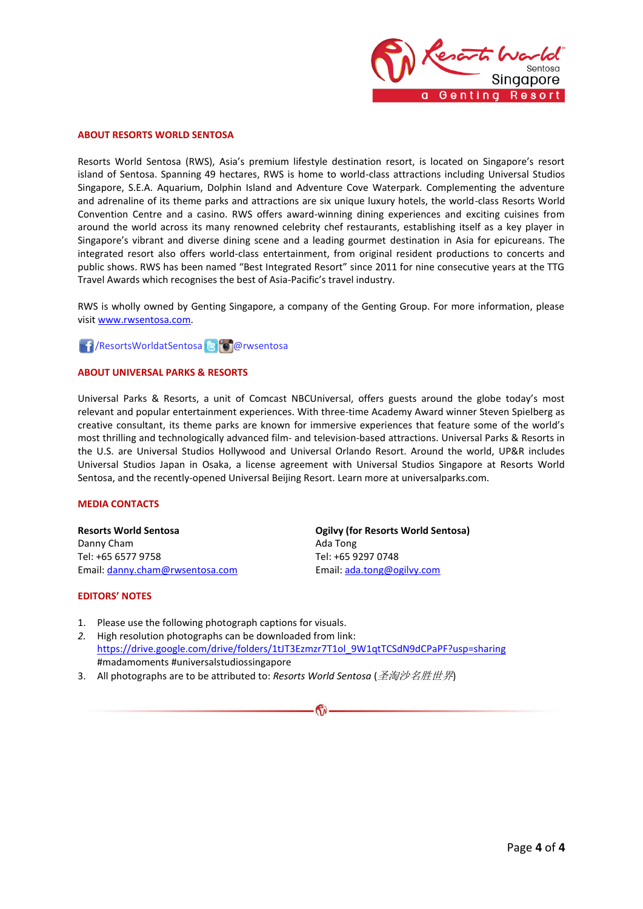## ABOUT RESORTS WORLD SENTOSA

Resorts World Sentosa (RWS), Asia's premium lifestyle destination resort, is located on Singapore's resort island of Sentosa. Spanning 49 hectares, RWS is home to world-class attractions including Universal Studios Singapore, S.E.A. Aquarium, Dolphin Island and Adventure Cove Waterpark. Complementing the adventure and adrenaline of its theme parks and attractions are six unique luxury hotels, the world-class Resorts World Convention Centre and a casino. RWS offers award-winning dining experiences and exciting cuisines from around the world across its many renowned celebrity chef restaurants, establishing itself as a key player in Singapore's vibrant and diverse dining scene and a leading gourmet destination in Asia for epicureans. The integrated resort also offers world-class entertainment, from original resident productions to concerts and public shows. RWS has been named "Best Integrated Resort" since 2011 for nine consecutive years at the TTG Travel Awards which recognises the best of Asia-Pacific's travel industry.

RWS is wholly owned by Genting Singapore, a company of the Genting Group. For more information, please visit [www.rwsentosa.com](http://www.rwsentosa.com).

/ResortsWorldatSentosa @rwsentosa

## ABOUT UNIVERSAL PARKS & RESORTS

Universal Parks & Resorts, a unit of Comcast NBCUniversal, offers guests around the globe today's most relevant and popular entertainment experiences. With three-time Academy Award winner Steven Spielberg as creative consultant, its theme parks are known for immersive experiences that feature some of the world's most thrilling and technologically advanced film- and television-based attractions. Universal Parks & Resorts in the U.S. are Universal Studios Hollywood and Universal Orlando Resort. Around the world, UP&R includes Universal Studios Japan in Osaka, a license agreement with Universal Studios Singapore at Resorts World Sentosa, and the recently-opened Universal Beijing Resort. Learn more at universalparks.com.

## MEDIA CONTACTS

**Resorts World Sentosa**
Danny Cham
Tel: +65 6577 9758
Email: [danny.cham@rwsentosa.com](mailto:danny.cham@rwsentosa.com)

**Ogilvy (for Resorts World Sentosa)**
Ada Tong
Tel: +65 9297 0748
Email: [ada.tong@ogilvy.com](mailto:ada.tong@ogilvy.com)

## EDITORS' NOTES

1. Please use the following photograph captions for visuals.
2. High resolution photographs can be downloaded from link: [https://drive.google.com/drive/folders/1tJT3Ezmzr7T1ol_9W1qtTCSdN9dCPaPF?usp=sharing](https://drive.google.com/drive/folders/1tJT3Ezmzr7T1ol_9W1qtTCSdN9dCPaPF?usp=sharing) #madamoments #universalstudiossingapore
3. All photographs are to be attributed to: *Resorts World Sentosa* (*圣淘沙名胜世界*)